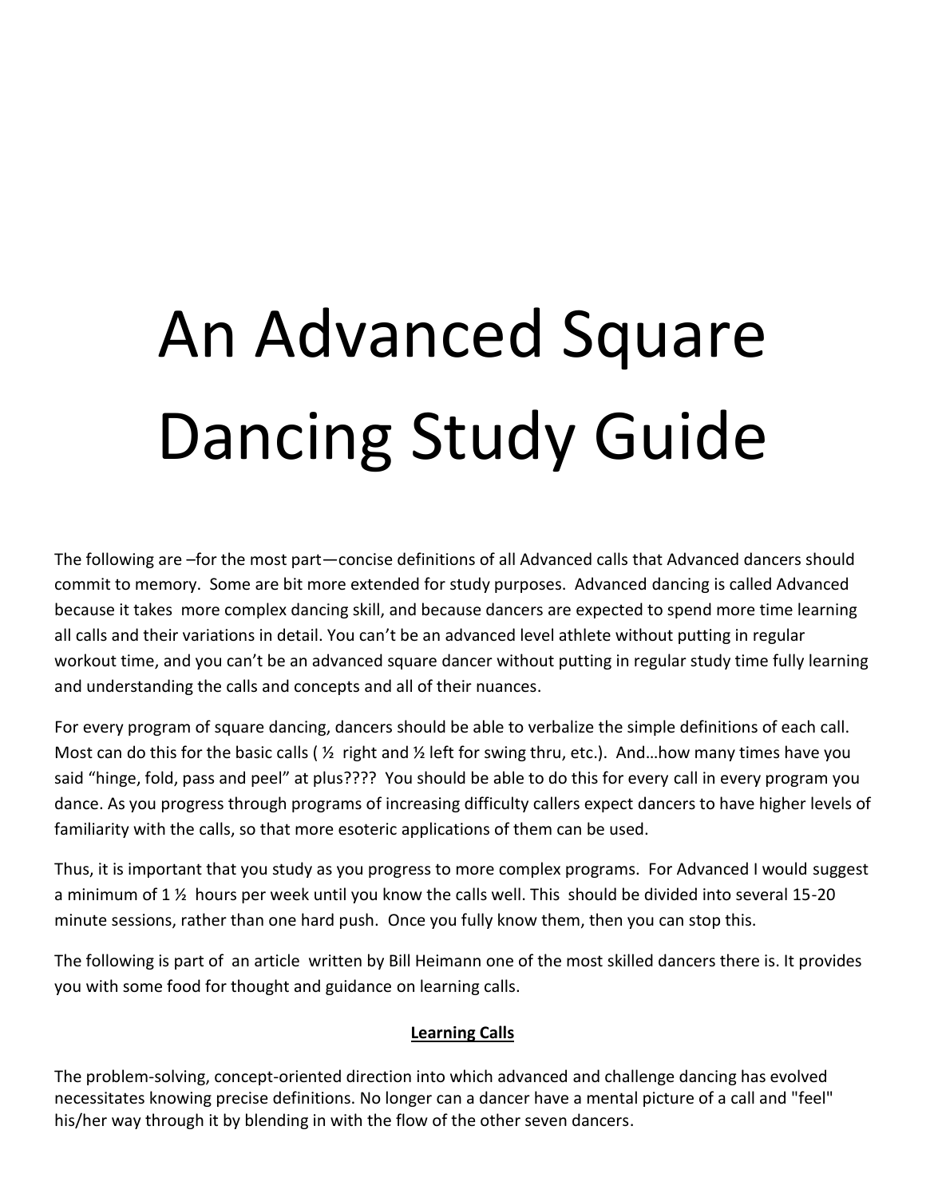# An Advanced Square Dancing Study Guide

The following are –for the most part—concise definitions of all Advanced calls that Advanced dancers should commit to memory. Some are bit more extended for study purposes. Advanced dancing is called Advanced because it takes more complex dancing skill, and because dancers are expected to spend more time learning all calls and their variations in detail. You can't be an advanced level athlete without putting in regular workout time, and you can't be an advanced square dancer without putting in regular study time fully learning and understanding the calls and concepts and all of their nuances.

For every program of square dancing, dancers should be able to verbalize the simple definitions of each call. Most can do this for the basic calls ( ½ right and ½ left for swing thru, etc.). And…how many times have you said "hinge, fold, pass and peel" at plus???? You should be able to do this for every call in every program you dance. As you progress through programs of increasing difficulty callers expect dancers to have higher levels of familiarity with the calls, so that more esoteric applications of them can be used.

Thus, it is important that you study as you progress to more complex programs. For Advanced I would suggest a minimum of 1 ½ hours per week until you know the calls well. This should be divided into several 15-20 minute sessions, rather than one hard push. Once you fully know them, then you can stop this.

The following is part of an article written by Bill Heimann one of the most skilled dancers there is. It provides you with some food for thought and guidance on learning calls.

**<u>Learning Calls</u>**

The problem-solving, concept-oriented direction into which advanced and challenge dancing has evolved necessitates knowing precise definitions. No longer can a dancer have a mental picture of a call and "feel" his/her way through it by blending in with the flow of the other seven dancers.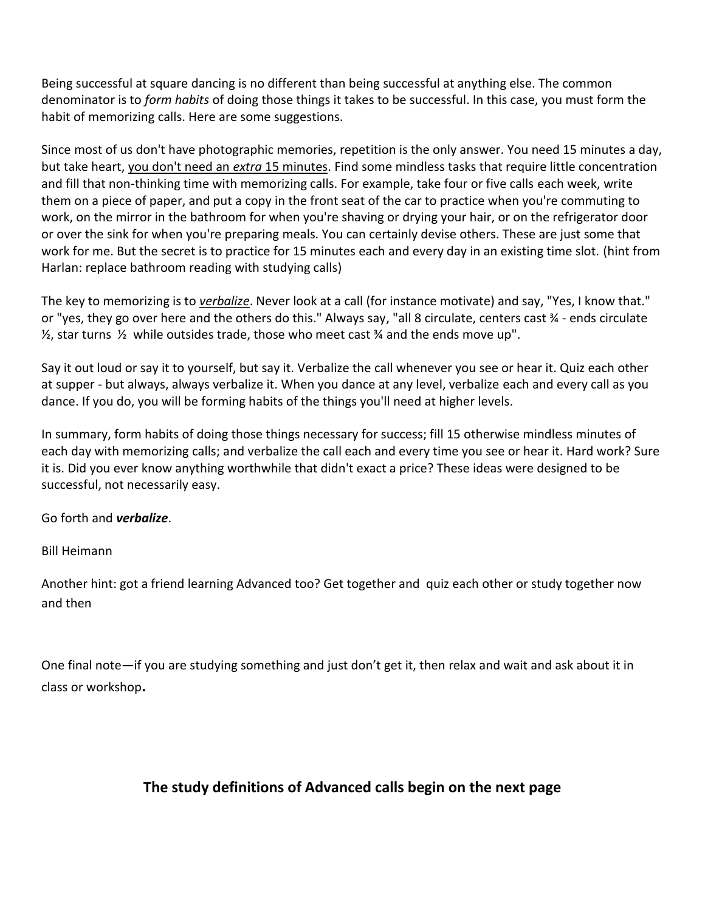Being successful at square dancing is no different than being successful at anything else. The common denominator is to *form habits* of doing those things it takes to be successful. In this case, you must form the habit of memorizing calls. Here are some suggestions.

Since most of us don't have photographic memories, repetition is the only answer. You need 15 minutes a day, but take heart, <u>you don't need an *extra* 15 minutes</u>. Find some mindless tasks that require little concentration and fill that non-thinking time with memorizing calls. For example, take four or five calls each week, write them on a piece of paper, and put a copy in the front seat of the car to practice when you're commuting to work, on the mirror in the bathroom for when you're shaving or drying your hair, or on the refrigerator door or over the sink for when you're preparing meals. You can certainly devise others. These are just some that work for me. But the secret is to practice for 15 minutes each and every day in an existing time slot. (hint from Harlan: replace bathroom reading with studying calls)

The key to memorizing is to <u>*verbalize*</u>. Never look at a call (for instance motivate) and say, "Yes, I know that." or "yes, they go over here and the others do this." Always say, "all 8 circulate, centers cast ¾ - ends circulate ½, star turns ½ while outsides trade, those who meet cast ¾ and the ends move up".

Say it out loud or say it to yourself, but say it. Verbalize the call whenever you see or hear it. Quiz each other at supper - but always, always verbalize it. When you dance at any level, verbalize each and every call as you dance. If you do, you will be forming habits of the things you'll need at higher levels.

In summary, form habits of doing those things necessary for success; fill 15 otherwise mindless minutes of each day with memorizing calls; and verbalize the call each and every time you see or hear it. Hard work? Sure it is. Did you ever know anything worthwhile that didn't exact a price? These ideas were designed to be successful, not necessarily easy.

Go forth and ***verbalize***.

Bill Heimann

Another hint: got a friend learning Advanced too? Get together and quiz each other or study together now and then

One final note—if you are studying something and just don't get it, then relax and wait and ask about it in class or workshop**.**

**The study definitions of Advanced calls begin on the next page**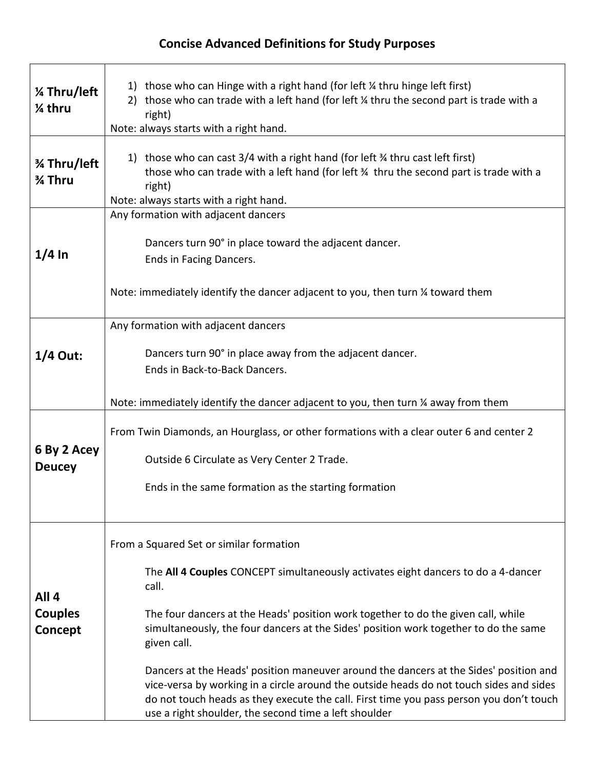# Concise Advanced Definitions for Study Purposes

| | |
|---|---|
| **¼ Thru/left ¼ thru** | 1) those who can Hinge with a right hand (for left ¼ thru hinge left first)<br>2) those who can trade with a left hand (for left ¼ thru the second part is trade with a right)<br>Note: always starts with a right hand. |
| **¾ Thru/left ¾ Thru** | 1) those who can cast 3/4 with a right hand (for left ¾ thru cast left first)<br>those who can trade with a left hand (for left ¾ thru the second part is trade with a right)<br>Note: always starts with a right hand. |
| **1/4 In** | Any formation with adjacent dancers<br><br>Dancers turn 90° in place toward the adjacent dancer.<br>Ends in Facing Dancers.<br><br>Note: immediately identify the dancer adjacent to you, then turn ¼ toward them |
| **1/4 Out:** | Any formation with adjacent dancers<br><br>Dancers turn 90° in place away from the adjacent dancer.<br>Ends in Back-to-Back Dancers.<br><br>Note: immediately identify the dancer adjacent to you, then turn ¼ away from them |
| **6 By 2 Acey Deucey** | From Twin Diamonds, an Hourglass, or other formations with a clear outer 6 and center 2<br><br>Outside 6 Circulate as Very Center 2 Trade.<br><br>Ends in the same formation as the starting formation |
| **All 4 Couples Concept** | From a Squared Set or similar formation<br><br>The **All 4 Couples** CONCEPT simultaneously activates eight dancers to do a 4-dancer call.<br><br>The four dancers at the Heads' position work together to do the given call, while simultaneously, the four dancers at the Sides' position work together to do the same given call.<br><br>Dancers at the Heads' position maneuver around the dancers at the Sides' position and vice-versa by working in a circle around the outside heads do not touch sides and sides do not touch heads as they execute the call. First time you pass person you don't touch use a right shoulder, the second time a left shoulder |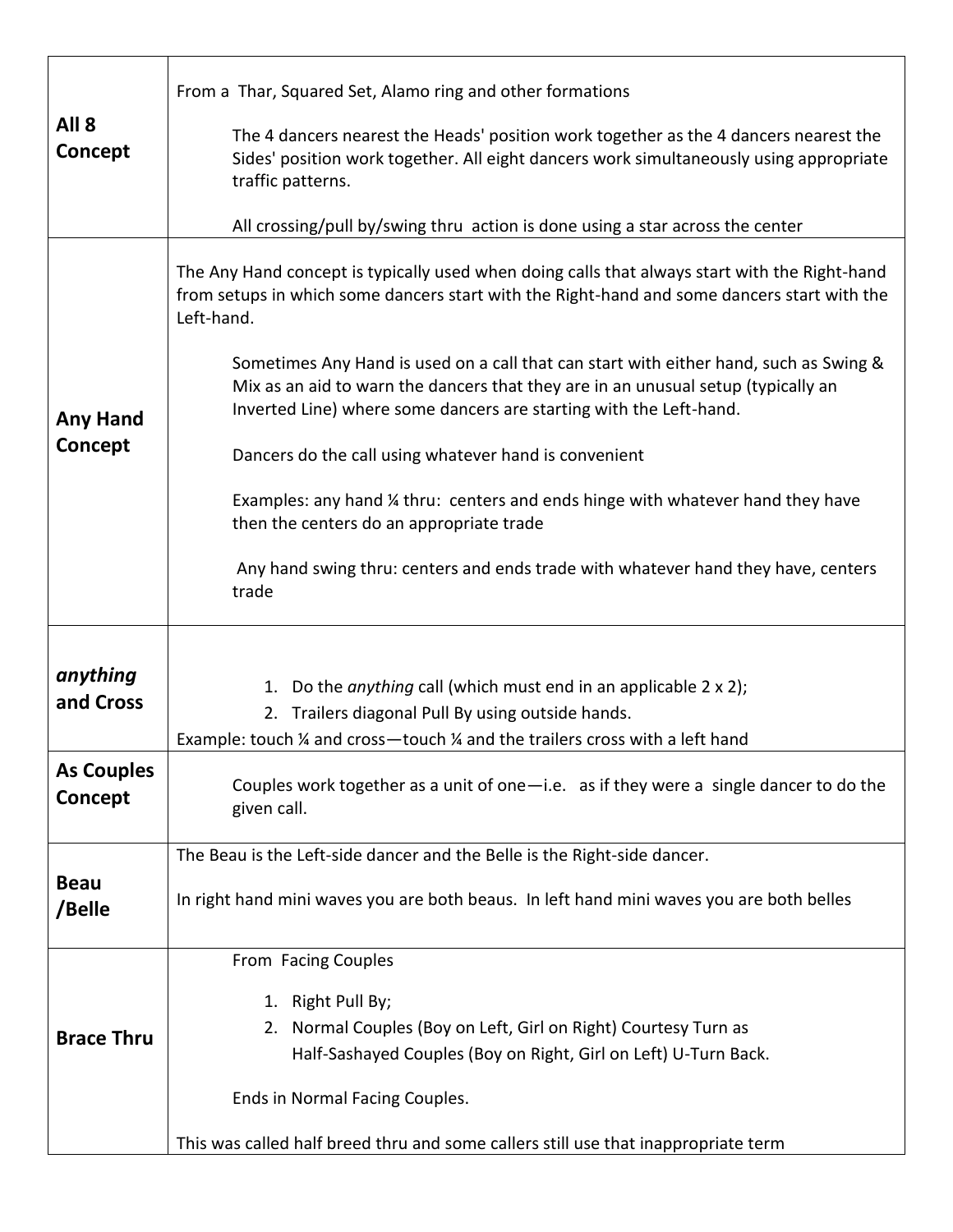| | |
|---|---|
| **All 8 Concept** | From a Thar, Squared Set, Alamo ring and other formations<br><br>The 4 dancers nearest the Heads' position work together as the 4 dancers nearest the Sides' position work together. All eight dancers work simultaneously using appropriate traffic patterns.<br><br>All crossing/pull by/swing thru action is done using a star across the center |
| **Any Hand Concept** | The Any Hand concept is typically used when doing calls that always start with the Right-hand from setups in which some dancers start with the Right-hand and some dancers start with the Left-hand.<br><br>Sometimes Any Hand is used on a call that can start with either hand, such as Swing & Mix as an aid to warn the dancers that they are in an unusual setup (typically an Inverted Line) where some dancers are starting with the Left-hand.<br><br>Dancers do the call using whatever hand is convenient<br><br>Examples: any hand ¼ thru: centers and ends hinge with whatever hand they have then the centers do an appropriate trade<br><br>Any hand swing thru: centers and ends trade with whatever hand they have, centers trade |
| ***anything* and Cross** | 1. Do the *anything* call (which must end in an applicable 2 x 2);<br>2. Trailers diagonal Pull By using outside hands.<br>Example: touch ¼ and cross—touch ¼ and the trailers cross with a left hand |
| **As Couples Concept** | Couples work together as a unit of one—i.e. as if they were a single dancer to do the given call. |
| **Beau /Belle** | The Beau is the Left-side dancer and the Belle is the Right-side dancer.<br><br>In right hand mini waves you are both beaus. In left hand mini waves you are both belles |
| **Brace Thru** | From Facing Couples<br><br>1. Right Pull By;<br>2. Normal Couples (Boy on Left, Girl on Right) Courtesy Turn as Half-Sashayed Couples (Boy on Right, Girl on Left) U-Turn Back.<br><br>Ends in Normal Facing Couples.<br><br>This was called half breed thru and some callers still use that inappropriate term |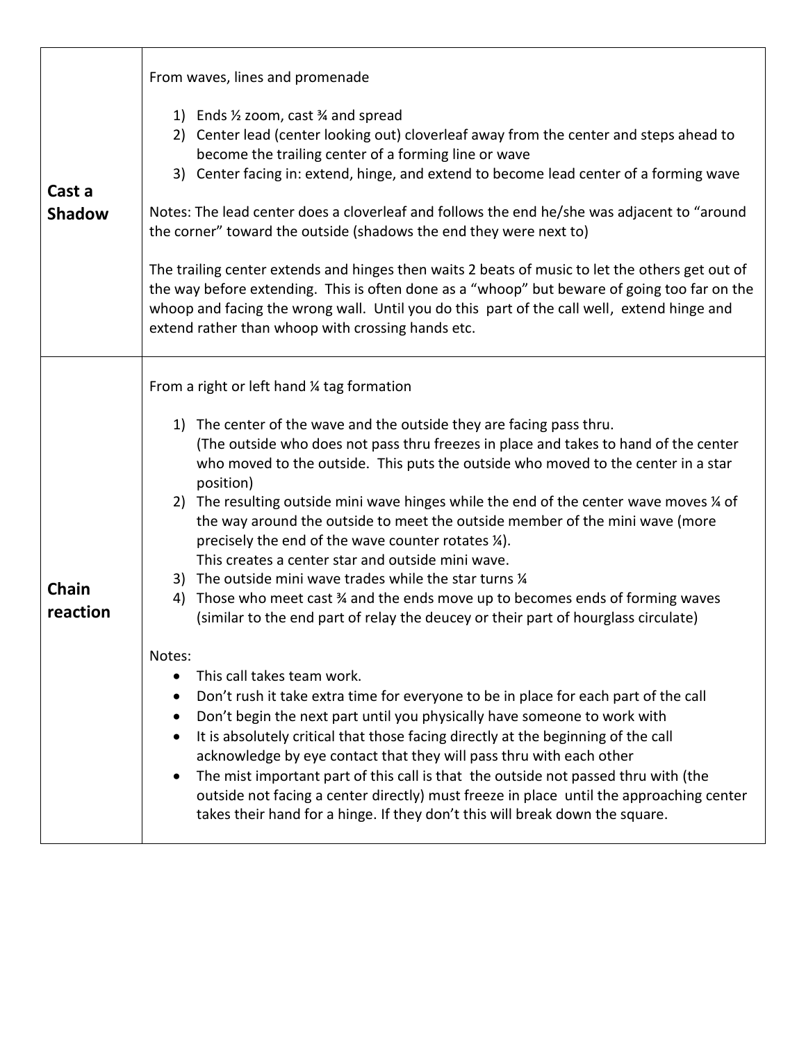| | |
|---|---|
| **Cast a Shadow** | From waves, lines and promenade<br><br>1) Ends ½ zoom, cast ¾ and spread<br>2) Center lead (center looking out) cloverleaf away from the center and steps ahead to become the trailing center of a forming line or wave<br>3) Center facing in: extend, hinge, and extend to become lead center of a forming wave<br><br>Notes: The lead center does a cloverleaf and follows the end he/she was adjacent to "around the corner" toward the outside (shadows the end they were next to)<br><br>The trailing center extends and hinges then waits 2 beats of music to let the others get out of the way before extending. This is often done as a "whoop" but beware of going too far on the whoop and facing the wrong wall. Until you do this part of the call well, extend hinge and extend rather than whoop with crossing hands etc. |
| **Chain reaction** | From a right or left hand ¼ tag formation<br><br>1) The center of the wave and the outside they are facing pass thru.<br>(The outside who does not pass thru freezes in place and takes to hand of the center who moved to the outside. This puts the outside who moved to the center in a star position)<br>2) The resulting outside mini wave hinges while the end of the center wave moves ¼ of the way around the outside to meet the outside member of the mini wave (more precisely the end of the wave counter rotates ¼).<br>This creates a center star and outside mini wave.<br>3) The outside mini wave trades while the star turns ¼<br>4) Those who meet cast ¾ and the ends move up to becomes ends of forming waves (similar to the end part of relay the deucey or their part of hourglass circulate)<br><br>Notes:<br>• This call takes team work.<br>• Don't rush it take extra time for everyone to be in place for each part of the call<br>• Don't begin the next part until you physically have someone to work with<br>• It is absolutely critical that those facing directly at the beginning of the call acknowledge by eye contact that they will pass thru with each other<br>• The mist important part of this call is that the outside not passed thru with (the outside not facing a center directly) must freeze in place until the approaching center takes their hand for a hinge. If they don't this will break down the square. |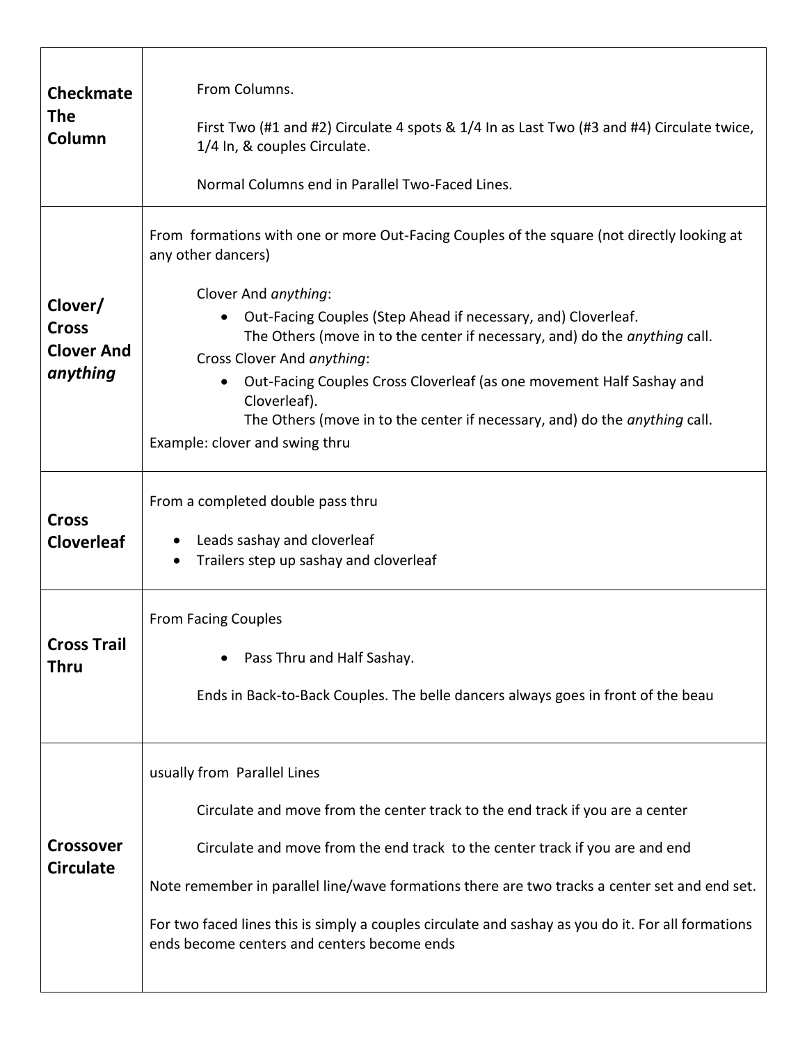| | |
|---|---|
| **Checkmate The Column** | From Columns.<br><br>First Two (#1 and #2) Circulate 4 spots & 1/4 In as Last Two (#3 and #4) Circulate twice, 1/4 In, & couples Circulate.<br><br>Normal Columns end in Parallel Two-Faced Lines. |
| **Clover/ Cross Clover And *anything*** | From formations with one or more Out-Facing Couples of the square (not directly looking at any other dancers)<br><br>Clover And *anything*:<br>• Out-Facing Couples (Step Ahead if necessary, and) Cloverleaf. The Others (move in to the center if necessary, and) do the *anything* call.<br>Cross Clover And *anything*:<br>• Out-Facing Couples Cross Cloverleaf (as one movement Half Sashay and Cloverleaf). The Others (move in to the center if necessary, and) do the *anything* call.<br>Example: clover and swing thru |
| **Cross Cloverleaf** | From a completed double pass thru<br><br>• Leads sashay and cloverleaf<br>• Trailers step up sashay and cloverleaf |
| **Cross Trail Thru** | From Facing Couples<br><br>• Pass Thru and Half Sashay.<br><br>Ends in Back-to-Back Couples. The belle dancers always goes in front of the beau |
| **Crossover Circulate** | usually from Parallel Lines<br><br>Circulate and move from the center track to the end track if you are a center<br><br>Circulate and move from the end track to the center track if you are and end<br><br>Note remember in parallel line/wave formations there are two tracks a center set and end set.<br><br>For two faced lines this is simply a couples circulate and sashay as you do it. For all formations ends become centers and centers become ends |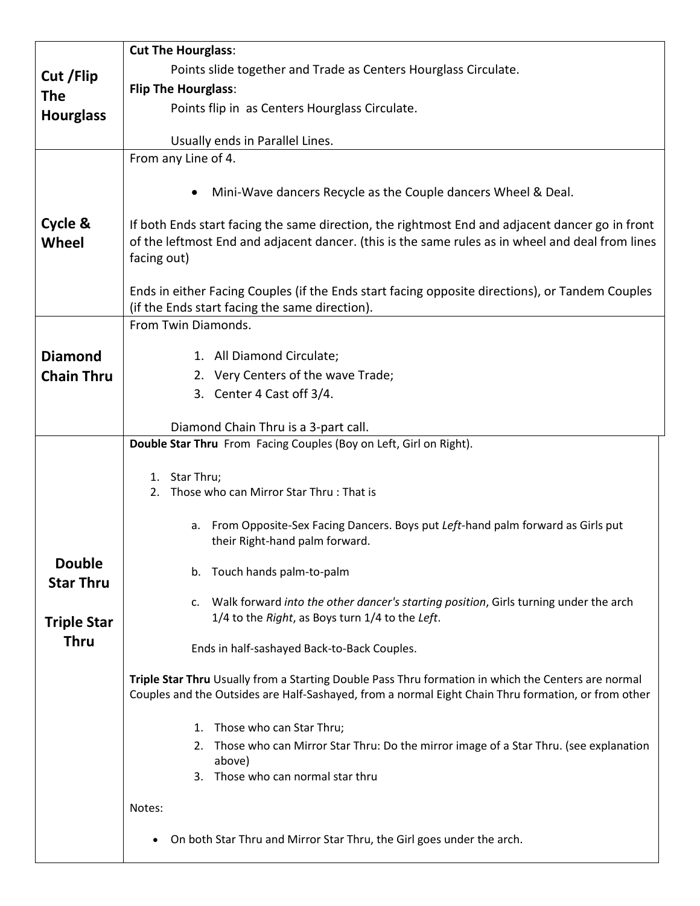| | |
|---|---|
| **Cut /Flip The Hourglass** | **Cut The Hourglass**:<br>Points slide together and Trade as Centers Hourglass Circulate.<br>**Flip The Hourglass**:<br>Points flip in as Centers Hourglass Circulate.<br><br>Usually ends in Parallel Lines. |
| **Cycle & Wheel** | From any Line of 4.<br><br>• Mini-Wave dancers Recycle as the Couple dancers Wheel & Deal.<br><br>If both Ends start facing the same direction, the rightmost End and adjacent dancer go in front of the leftmost End and adjacent dancer. (this is the same rules as in wheel and deal from lines facing out)<br><br>Ends in either Facing Couples (if the Ends start facing opposite directions), or Tandem Couples (if the Ends start facing the same direction). |
| **Diamond Chain Thru** | From Twin Diamonds.<br><br>1. All Diamond Circulate;<br>2. Very Centers of the wave Trade;<br>3. Center 4 Cast off 3/4.<br><br>Diamond Chain Thru is a 3-part call. |
| **Double Star Thru**<br><br>**Triple Star Thru** | **Double Star Thru** From Facing Couples (Boy on Left, Girl on Right).<br><br>1. Star Thru;<br>2. Those who can Mirror Star Thru : That is<br><br>a. From Opposite-Sex Facing Dancers. Boys put *Left*-hand palm forward as Girls put their Right-hand palm forward.<br>b. Touch hands palm-to-palm<br>c. Walk forward *into the other dancer's starting position*, Girls turning under the arch 1/4 to the *Right*, as Boys turn 1/4 to the *Left*.<br><br>Ends in half-sashayed Back-to-Back Couples.<br><br>**Triple Star Thru** Usually from a Starting Double Pass Thru formation in which the Centers are normal Couples and the Outsides are Half-Sashayed, from a normal Eight Chain Thru formation, or from other<br><br>1. Those who can Star Thru;<br>2. Those who can Mirror Star Thru: Do the mirror image of a Star Thru. (see explanation above)<br>3. Those who can normal star thru<br><br>Notes:<br><br>• On both Star Thru and Mirror Star Thru, the Girl goes under the arch. |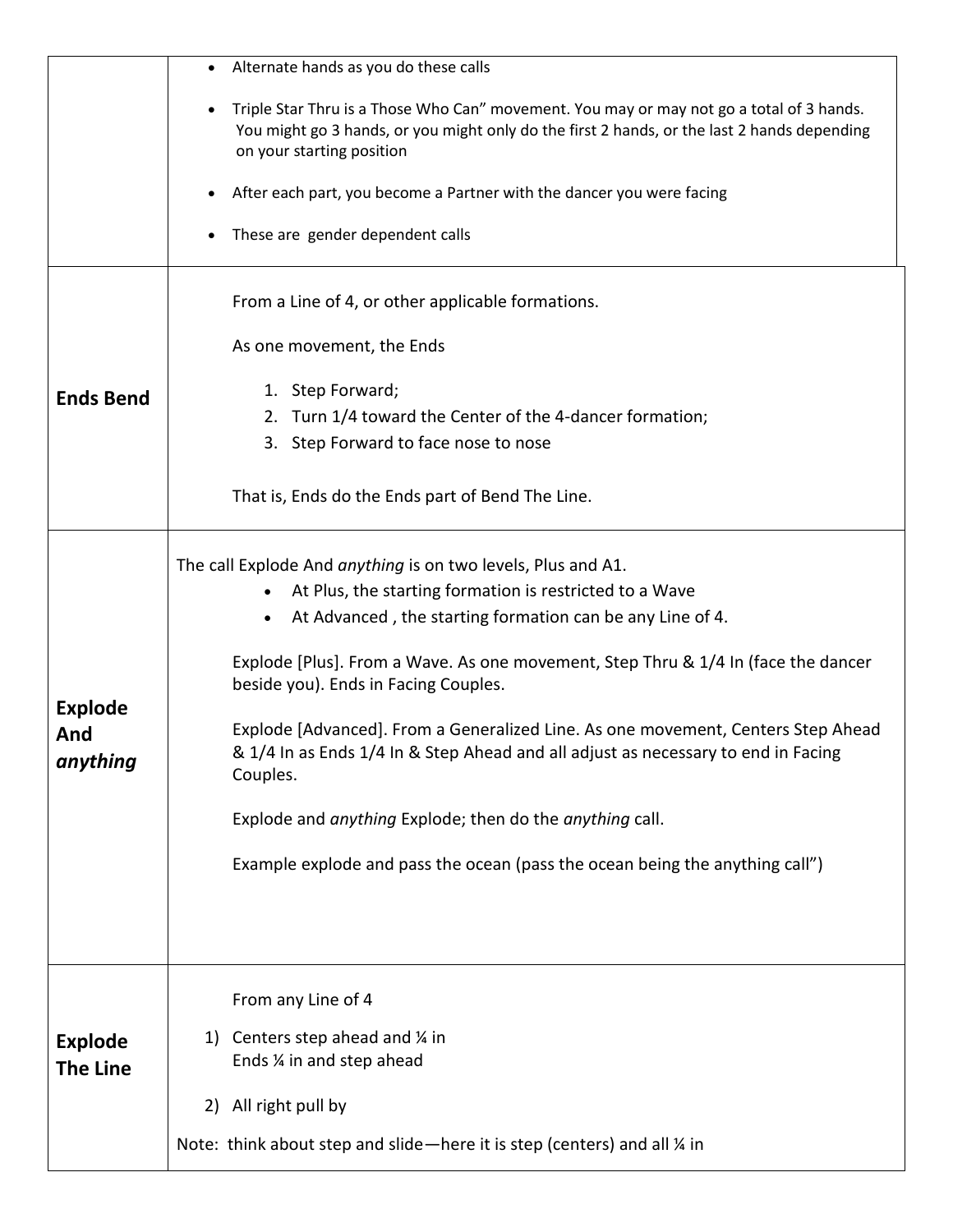| | |
|---|---|
| | • Alternate hands as you do these calls<br><br>• Triple Star Thru is a Those Who Can" movement. You may or may not go a total of 3 hands. You might go 3 hands, or you might only do the first 2 hands, or the last 2 hands depending on your starting position<br><br>• After each part, you become a Partner with the dancer you were facing<br><br>• These are gender dependent calls |
| **Ends Bend** | From a Line of 4, or other applicable formations.<br><br>As one movement, the Ends<br><br>1. Step Forward;<br>2. Turn 1/4 toward the Center of the 4-dancer formation;<br>3. Step Forward to face nose to nose<br><br>That is, Ends do the Ends part of Bend The Line. |
| **Explode And *anything*** | The call Explode And *anything* is on two levels, Plus and A1.<br>• At Plus, the starting formation is restricted to a Wave<br>• At Advanced , the starting formation can be any Line of 4.<br><br>Explode [Plus]. From a Wave. As one movement, Step Thru & 1/4 In (face the dancer beside you). Ends in Facing Couples.<br><br>Explode [Advanced]. From a Generalized Line. As one movement, Centers Step Ahead & 1/4 In as Ends 1/4 In & Step Ahead and all adjust as necessary to end in Facing Couples.<br><br>Explode and *anything* Explode; then do the *anything* call.<br><br>Example explode and pass the ocean (pass the ocean being the anything call") |
| **Explode The Line** | From any Line of 4<br><br>1) Centers step ahead and ¼ in<br>Ends ¼ in and step ahead<br><br>2) All right pull by<br><br>Note: think about step and slide—here it is step (centers) and all ¼ in |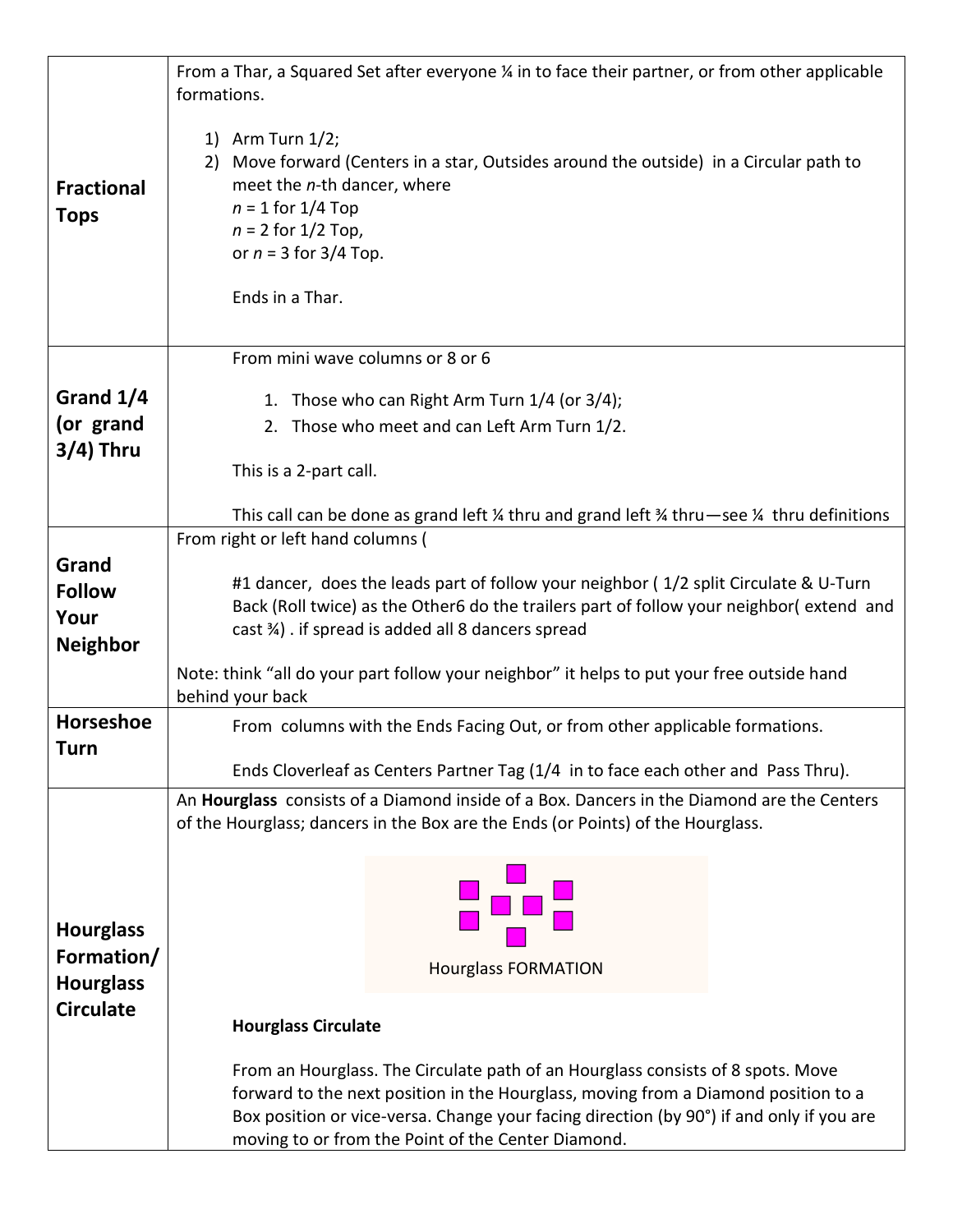| | |
|---|---|
| **Fractional Tops** | From a Thar, a Squared Set after everyone ¼ in to face their partner, or from other applicable formations.<br><br>1) Arm Turn 1/2;<br>2) Move forward (Centers in a star, Outsides around the outside) in a Circular path to meet the *n*-th dancer, where<br>$n$ = 1 for 1/4 Top<br>$n$ = 2 for 1/2 Top,<br>or $n$ = 3 for 3/4 Top.<br><br>Ends in a Thar. |
| **Grand 1/4 (or grand 3/4) Thru** | From mini wave columns or 8 or 6<br><br>1. Those who can Right Arm Turn 1/4 (or 3/4);<br>2. Those who meet and can Left Arm Turn 1/2.<br><br>This is a 2-part call.<br><br>This call can be done as grand left ¼ thru and grand left ¾ thru—see ¼ thru definitions |
| **Grand Follow Your Neighbor** | From right or left hand columns (<br><br>#1 dancer, does the leads part of follow your neighbor ( 1/2 split Circulate & U-Turn Back (Roll twice) as the Other6 do the trailers part of follow your neighbor( extend and cast ¾) . if spread is added all 8 dancers spread<br><br>Note: think "all do your part follow your neighbor" it helps to put your free outside hand behind your back |
| **Horseshoe Turn** | From columns with the Ends Facing Out, or from other applicable formations.<br><br>Ends Cloverleaf as Centers Partner Tag (1/4 in to face each other and Pass Thru). |
| **Hourglass Formation/ Hourglass Circulate** | An **Hourglass** consists of a Diamond inside of a Box. Dancers in the Diamond are the Centers of the Hourglass; dancers in the Box are the Ends (or Points) of the Hourglass.<br><br>Hourglass FORMATION<br><br>**Hourglass Circulate**<br><br>From an Hourglass. The Circulate path of an Hourglass consists of 8 spots. Move forward to the next position in the Hourglass, moving from a Diamond position to a Box position or vice-versa. Change your facing direction (by 90°) if and only if you are moving to or from the Point of the Center Diamond. |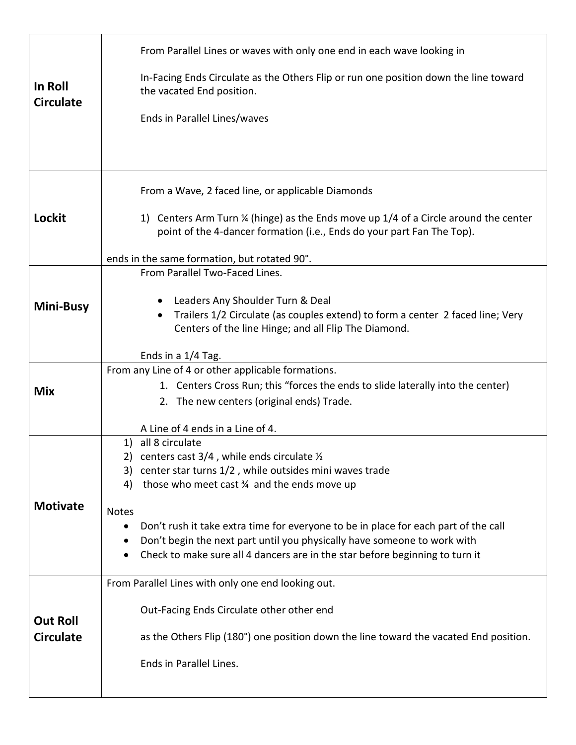| | |
|---|---|
| **In Roll Circulate** | From Parallel Lines or waves with only one end in each wave looking in<br><br>In-Facing Ends Circulate as the Others Flip or run one position down the line toward the vacated End position.<br><br>Ends in Parallel Lines/waves |
| **Lockit** | From a Wave, 2 faced line, or applicable Diamonds<br><br>1) Centers Arm Turn ¼ (hinge) as the Ends move up 1/4 of a Circle around the center point of the 4-dancer formation (i.e., Ends do your part Fan The Top).<br><br>ends in the same formation, but rotated 90°. |
| **Mini-Busy** | From Parallel Two-Faced Lines.<br><br>• Leaders Any Shoulder Turn & Deal<br>• Trailers 1/2 Circulate (as couples extend) to form a center 2 faced line; Very Centers of the line Hinge; and all Flip The Diamond.<br><br>Ends in a 1/4 Tag. |
| **Mix** | From any Line of 4 or other applicable formations.<br>1. Centers Cross Run; this "forces the ends to slide laterally into the center)<br>2. The new centers (original ends) Trade.<br><br>A Line of 4 ends in a Line of 4. |
| **Motivate** | 1) all 8 circulate<br>2) centers cast 3/4 , while ends circulate ½<br>3) center star turns 1/2 , while outsides mini waves trade<br>4) those who meet cast ¾ and the ends move up<br><br>Notes<br>• Don't rush it take extra time for everyone to be in place for each part of the call<br>• Don't begin the next part until you physically have someone to work with<br>• Check to make sure all 4 dancers are in the star before beginning to turn it |
| **Out Roll Circulate** | From Parallel Lines with only one end looking out.<br><br>Out-Facing Ends Circulate other other end<br><br>as the Others Flip (180°) one position down the line toward the vacated End position.<br><br>Ends in Parallel Lines. |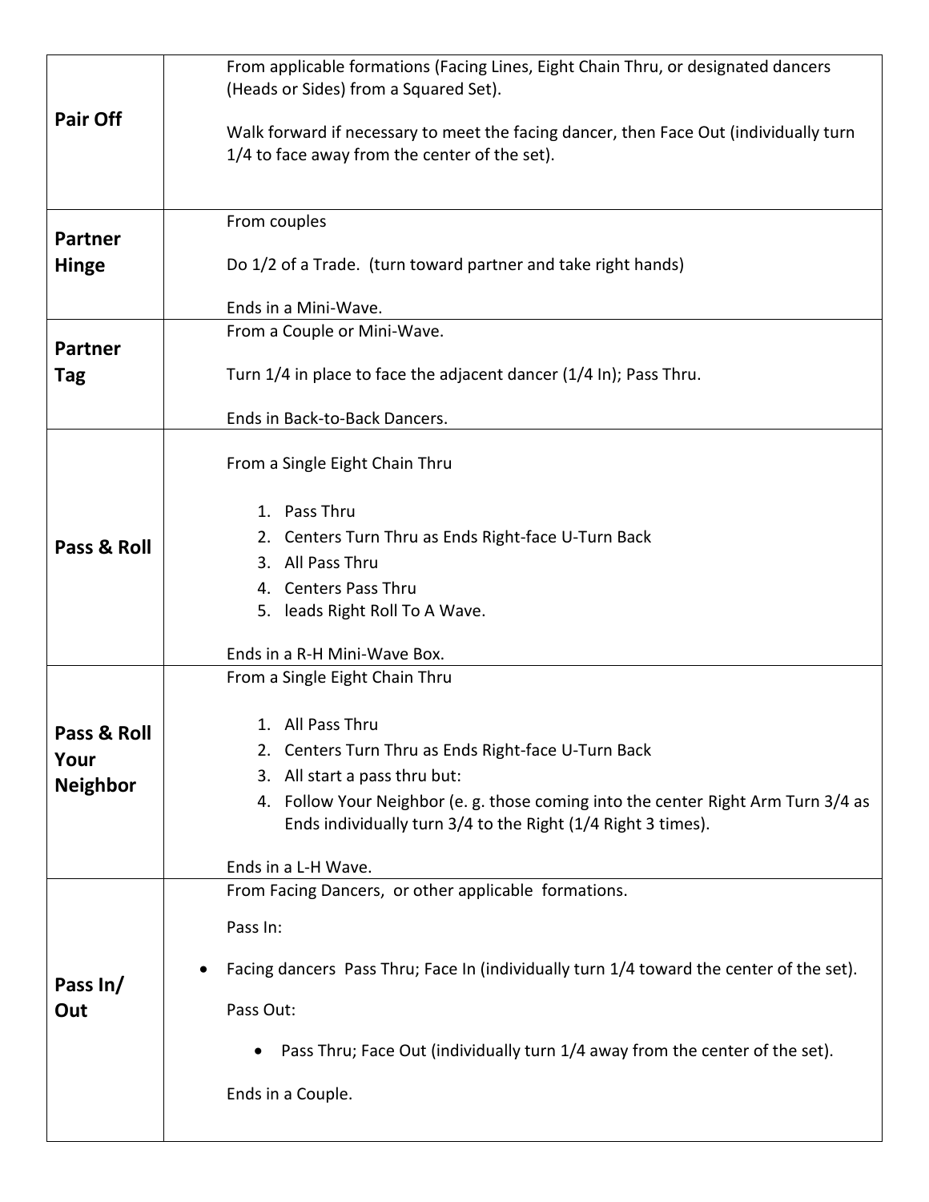| | |
|---|---|
| **Pair Off** | From applicable formations (Facing Lines, Eight Chain Thru, or designated dancers (Heads or Sides) from a Squared Set).<br><br>Walk forward if necessary to meet the facing dancer, then Face Out (individually turn 1/4 to face away from the center of the set). |
| **Partner Hinge** | From couples<br><br>Do 1/2 of a Trade. (turn toward partner and take right hands)<br><br>Ends in a Mini-Wave. |
| **Partner Tag** | From a Couple or Mini-Wave.<br><br>Turn 1/4 in place to face the adjacent dancer (1/4 In); Pass Thru.<br><br>Ends in Back-to-Back Dancers. |
| **Pass & Roll** | From a Single Eight Chain Thru<br><br>1. Pass Thru<br>2. Centers Turn Thru as Ends Right-face U-Turn Back<br>3. All Pass Thru<br>4. Centers Pass Thru<br>5. leads Right Roll To A Wave.<br><br>Ends in a R-H Mini-Wave Box. |
| **Pass & Roll Your Neighbor** | From a Single Eight Chain Thru<br><br>1. All Pass Thru<br>2. Centers Turn Thru as Ends Right-face U-Turn Back<br>3. All start a pass thru but:<br>4. Follow Your Neighbor (e. g. those coming into the center Right Arm Turn 3/4 as Ends individually turn 3/4 to the Right (1/4 Right 3 times).<br><br>Ends in a L-H Wave. |
| **Pass In/ Out** | From Facing Dancers, or other applicable formations.<br><br>Pass In:<br><br>• Facing dancers Pass Thru; Face In (individually turn 1/4 toward the center of the set).<br><br>Pass Out:<br><br>• Pass Thru; Face Out (individually turn 1/4 away from the center of the set).<br><br>Ends in a Couple. |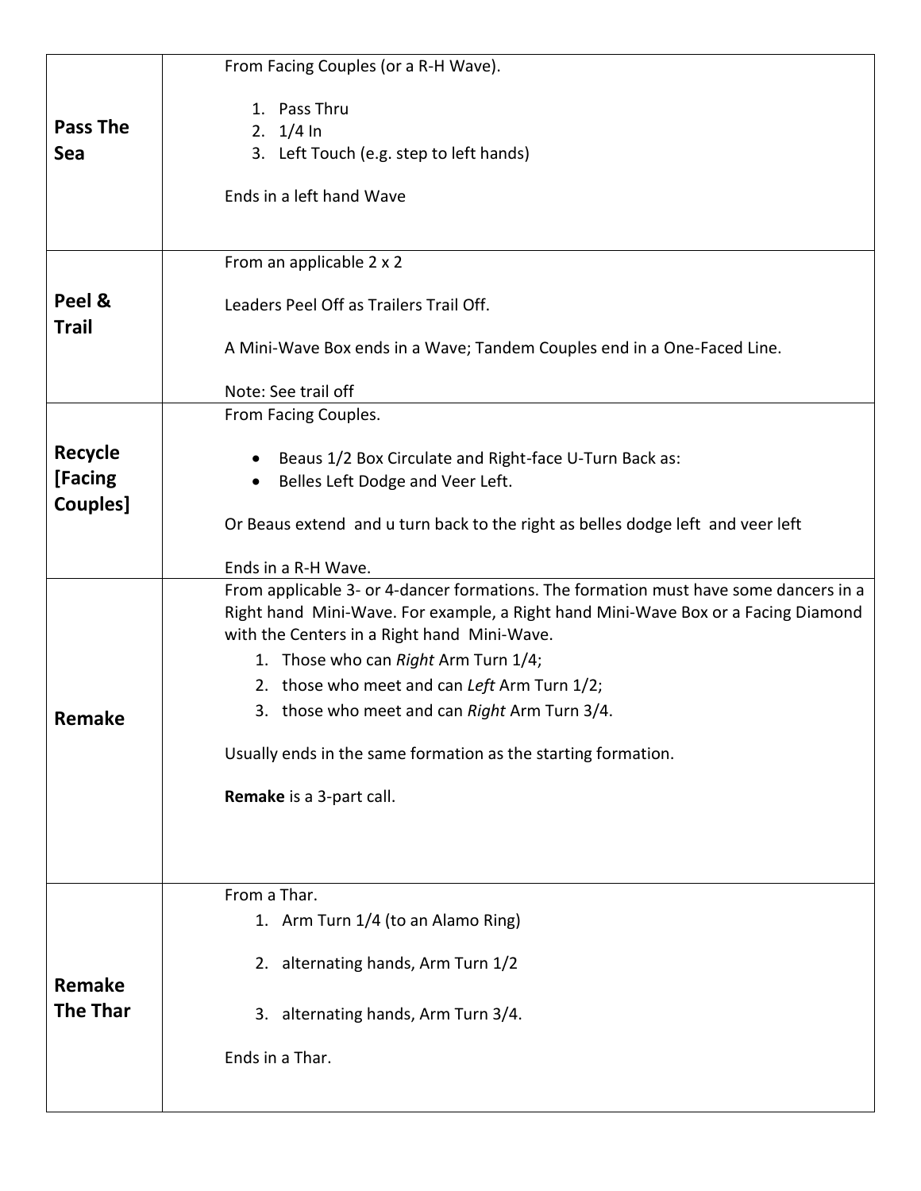| | |
|---|---|
| **Pass The Sea** | From Facing Couples (or a R-H Wave).<br><br>1. Pass Thru<br>2. 1/4 In<br>3. Left Touch (e.g. step to left hands)<br><br>Ends in a left hand Wave |
| **Peel & Trail** | From an applicable 2 x 2<br><br>Leaders Peel Off as Trailers Trail Off.<br><br>A Mini-Wave Box ends in a Wave; Tandem Couples end in a One-Faced Line.<br><br>Note: See trail off |
| **Recycle [Facing Couples]** | From Facing Couples.<br><br>• Beaus 1/2 Box Circulate and Right-face U-Turn Back as:<br>• Belles Left Dodge and Veer Left.<br><br>Or Beaus extend and u turn back to the right as belles dodge left and veer left<br><br>Ends in a R-H Wave. |
| **Remake** | From applicable 3- or 4-dancer formations. The formation must have some dancers in a Right hand Mini-Wave. For example, a Right hand Mini-Wave Box or a Facing Diamond with the Centers in a Right hand Mini-Wave.<br>1. Those who can *Right* Arm Turn 1/4;<br>2. those who meet and can *Left* Arm Turn 1/2;<br>3. those who meet and can *Right* Arm Turn 3/4.<br><br>Usually ends in the same formation as the starting formation.<br><br>**Remake** is a 3-part call. |
| **Remake The Thar** | From a Thar.<br>1. Arm Turn 1/4 (to an Alamo Ring)<br><br>2. alternating hands, Arm Turn 1/2<br><br>3. alternating hands, Arm Turn 3/4.<br><br>Ends in a Thar. |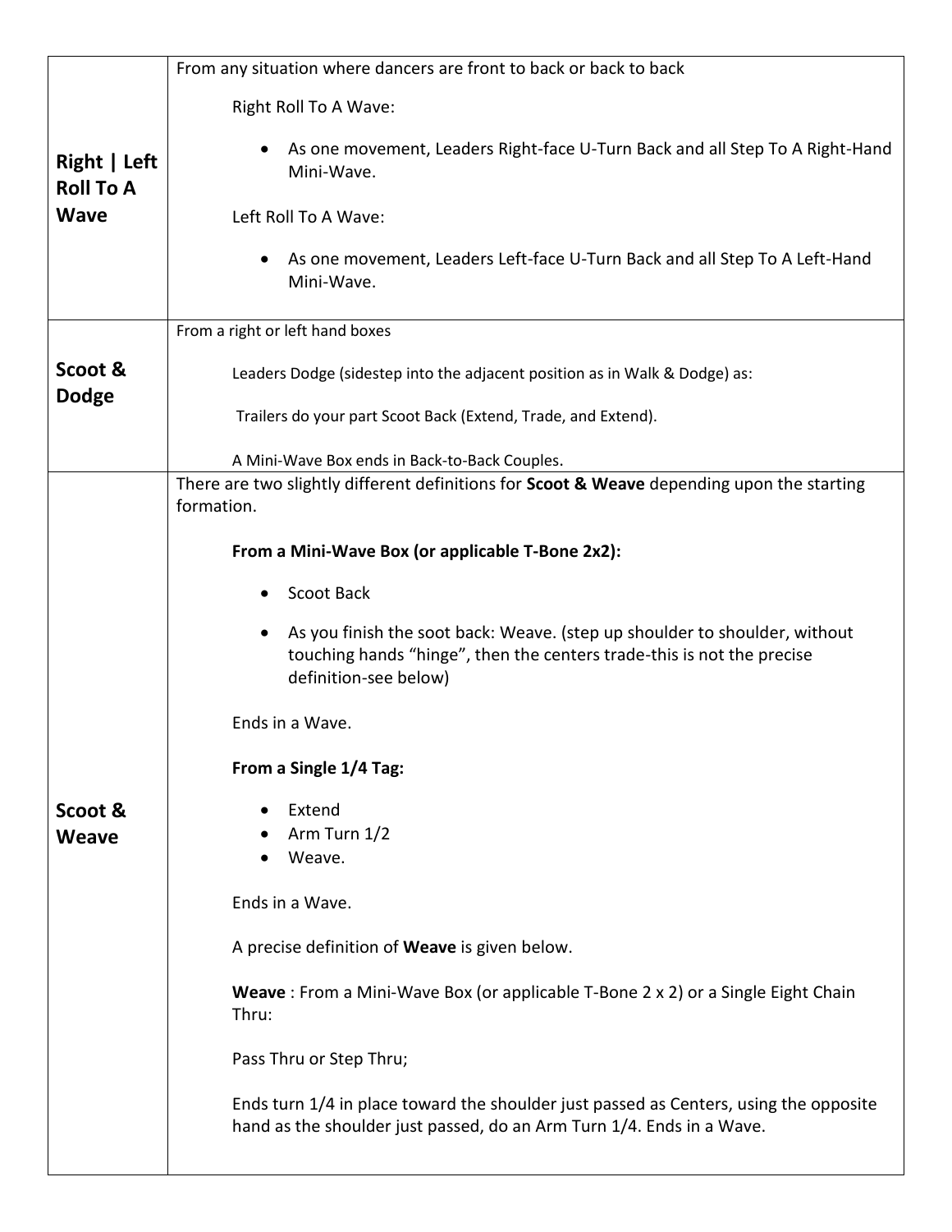| | |
|---|---|
| **Right \| Left Roll To A Wave** | From any situation where dancers are front to back or back to back<br><br>Right Roll To A Wave:<br><br>• As one movement, Leaders Right-face U-Turn Back and all Step To A Right-Hand Mini-Wave.<br><br>Left Roll To A Wave:<br><br>• As one movement, Leaders Left-face U-Turn Back and all Step To A Left-Hand Mini-Wave. |
| **Scoot & Dodge** | From a right or left hand boxes<br><br>Leaders Dodge (sidestep into the adjacent position as in Walk & Dodge) as:<br><br>Trailers do your part Scoot Back (Extend, Trade, and Extend).<br><br>A Mini-Wave Box ends in Back-to-Back Couples. |
| **Scoot & Weave** | There are two slightly different definitions for **Scoot & Weave** depending upon the starting formation.<br><br>**From a Mini-Wave Box (or applicable T-Bone 2x2):**<br><br>• Scoot Back<br><br>• As you finish the soot back: Weave. (step up shoulder to shoulder, without touching hands "hinge", then the centers trade-this is not the precise definition-see below)<br><br>Ends in a Wave.<br><br>**From a Single 1/4 Tag:**<br><br>• Extend<br>• Arm Turn 1/2<br>• Weave.<br><br>Ends in a Wave.<br><br>A precise definition of **Weave** is given below.<br><br>**Weave** : From a Mini-Wave Box (or applicable T-Bone 2 x 2) or a Single Eight Chain Thru:<br><br>Pass Thru or Step Thru;<br><br>Ends turn 1/4 in place toward the shoulder just passed as Centers, using the opposite hand as the shoulder just passed, do an Arm Turn 1/4. Ends in a Wave. |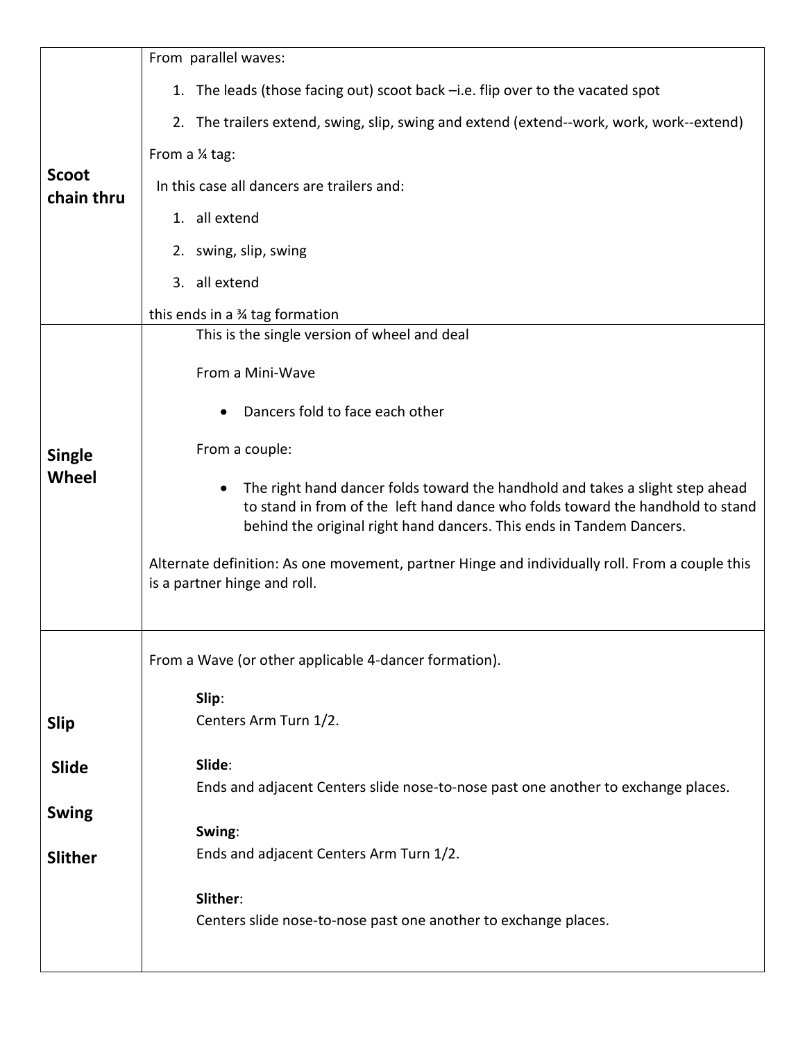| | |
|---|---|
| **Scoot chain thru** | From parallel waves:<br>1. The leads (those facing out) scoot back –i.e. flip over to the vacated spot<br>2. The trailers extend, swing, slip, swing and extend (extend--work, work, work--extend)<br>From a ¼ tag:<br>In this case all dancers are trailers and:<br>1. all extend<br>2. swing, slip, swing<br>3. all extend<br>this ends in a ¾ tag formation |
| **Single Wheel** | This is the single version of wheel and deal<br>From a Mini-Wave<br>• Dancers fold to face each other<br>From a couple:<br>• The right hand dancer folds toward the handhold and takes a slight step ahead to stand in from of the left hand dance who folds toward the handhold to stand behind the original right hand dancers. This ends in Tandem Dancers.<br>Alternate definition: As one movement, partner Hinge and individually roll. From a couple this is a partner hinge and roll. |
| **Slip**<br>**Slide**<br>**Swing**<br>**Slither** | From a Wave (or other applicable 4-dancer formation).<br>**Slip**:<br>Centers Arm Turn 1/2.<br>**Slide**:<br>Ends and adjacent Centers slide nose-to-nose past one another to exchange places.<br>**Swing**:<br>Ends and adjacent Centers Arm Turn 1/2.<br>**Slither**:<br>Centers slide nose-to-nose past one another to exchange places. |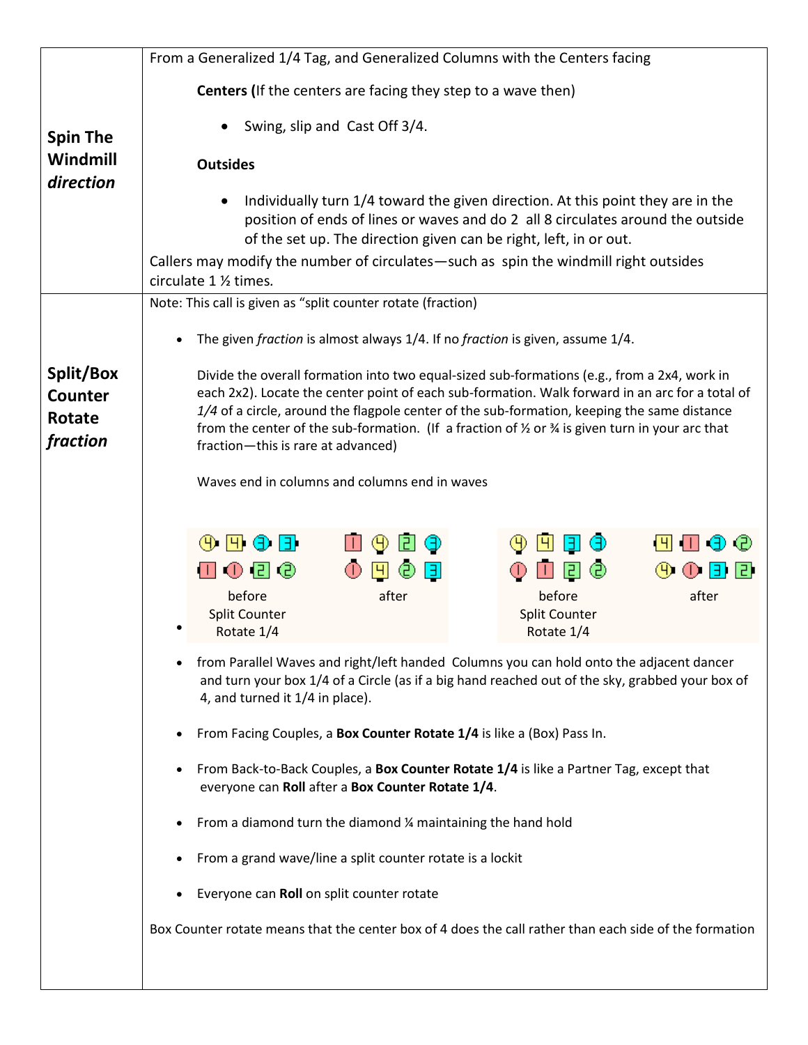| | |
|---|---|
| **Spin The Windmill** ***direction*** | From a Generalized 1/4 Tag, and Generalized Columns with the Centers facing<br><br>**Centers (**If the centers are facing they step to a wave then)<br><br>• Swing, slip and Cast Off 3/4.<br><br>**Outsides**<br><br>• Individually turn 1/4 toward the given direction. At this point they are in the position of ends of lines or waves and do 2 all 8 circulates around the outside of the set up. The direction given can be right, left, in or out.<br><br>Callers may modify the number of circulates—such as spin the windmill right outsides circulate 1 ½ times. |
| **Split/Box Counter Rotate** ***fraction*** | Note: This call is given as "split counter rotate (fraction)<br><br>• The given *fraction* is almost always 1/4. If no *fraction* is given, assume 1/4.<br><br>Divide the overall formation into two equal-sized sub-formations (e.g., from a 2x4, work in each 2x2). Locate the center point of each sub-formation. Walk forward in an arc for a total of *1/4* of a circle, around the flagpole center of the sub-formation, keeping the same distance from the center of the sub-formation. (If a fraction of ½ or ¾ is given turn in your arc that fraction—this is rare at advanced)<br><br>Waves end in columns and columns end in waves<br><br>• before Split Counter Rotate 1/4 — after — before Split Counter Rotate 1/4 — after<br><br>• from Parallel Waves and right/left handed Columns you can hold onto the adjacent dancer and turn your box 1/4 of a Circle (as if a big hand reached out of the sky, grabbed your box of 4, and turned it 1/4 in place).<br><br>• From Facing Couples, a **Box Counter Rotate 1/4** is like a (Box) Pass In.<br><br>• From Back-to-Back Couples, a **Box Counter Rotate 1/4** is like a Partner Tag, except that everyone can **Roll** after a **Box Counter Rotate 1/4**.<br><br>• From a diamond turn the diamond ¼ maintaining the hand hold<br><br>• From a grand wave/line a split counter rotate is a lockit<br><br>• Everyone can **Roll** on split counter rotate<br><br>Box Counter rotate means that the center box of 4 does the call rather than each side of the formation |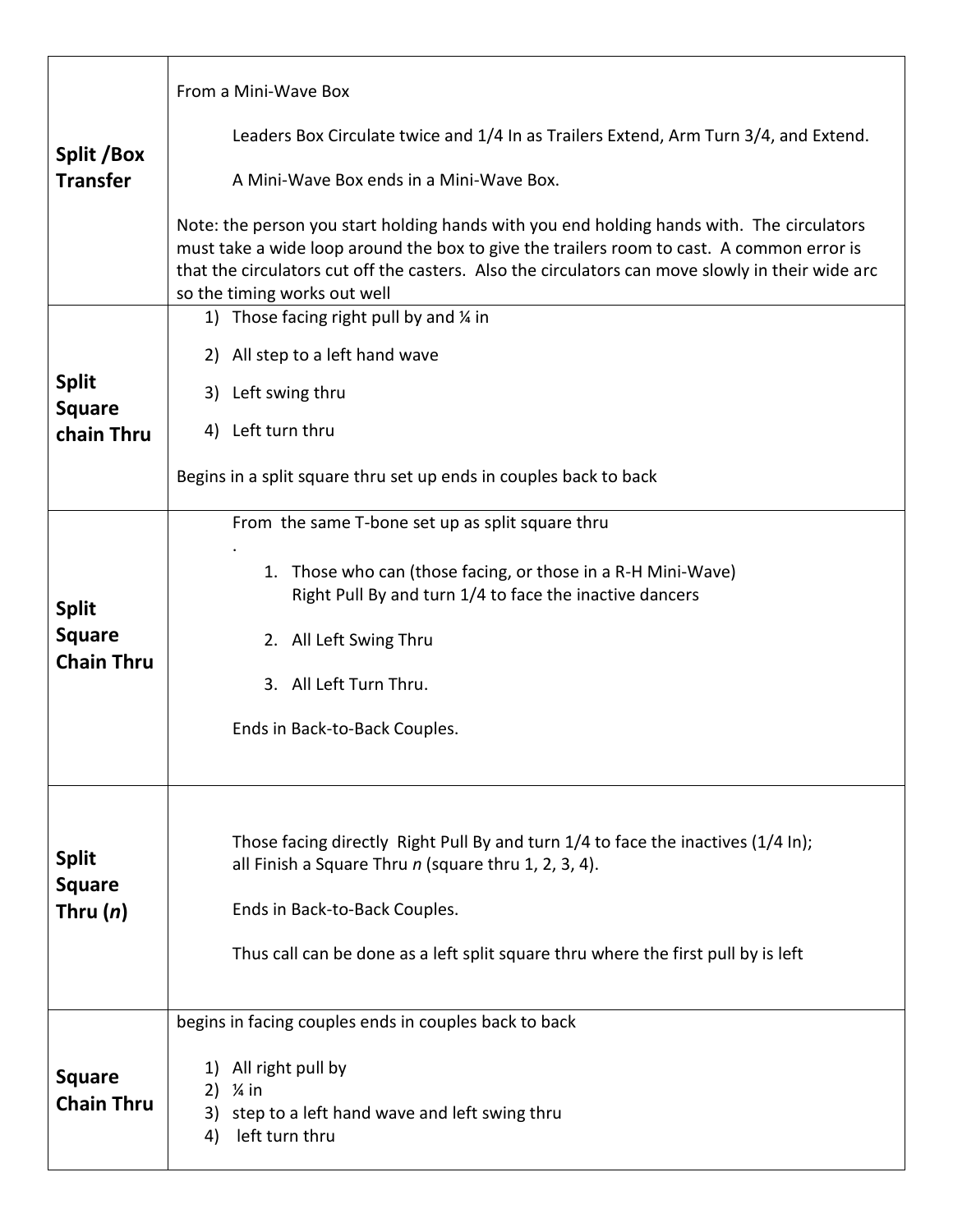| | |
|---|---|
| **Split /Box Transfer** | From a Mini-Wave Box<br><br>Leaders Box Circulate twice and 1/4 In as Trailers Extend, Arm Turn 3/4, and Extend.<br><br>A Mini-Wave Box ends in a Mini-Wave Box.<br><br>Note: the person you start holding hands with you end holding hands with. The circulators must take a wide loop around the box to give the trailers room to cast. A common error is that the circulators cut off the casters. Also the circulators can move slowly in their wide arc so the timing works out well |
| **Split Square chain Thru** | 1) Those facing right pull by and ¼ in<br>2) All step to a left hand wave<br>3) Left swing thru<br>4) Left turn thru<br><br>Begins in a split square thru set up ends in couples back to back |
| **Split Square Chain Thru** | From the same T-bone set up as split square thru<br>.<br>1. Those who can (those facing, or those in a R-H Mini-Wave) Right Pull By and turn 1/4 to face the inactive dancers<br>2. All Left Swing Thru<br>3. All Left Turn Thru.<br><br>Ends in Back-to-Back Couples. |
| **Split Square Thru (*n*)** | Those facing directly Right Pull By and turn 1/4 to face the inactives (1/4 In); all Finish a Square Thru *n* (square thru 1, 2, 3, 4).<br><br>Ends in Back-to-Back Couples.<br><br>Thus call can be done as a left split square thru where the first pull by is left |
| **Square Chain Thru** | begins in facing couples ends in couples back to back<br><br>1) All right pull by<br>2) ¼ in<br>3) step to a left hand wave and left swing thru<br>4) left turn thru |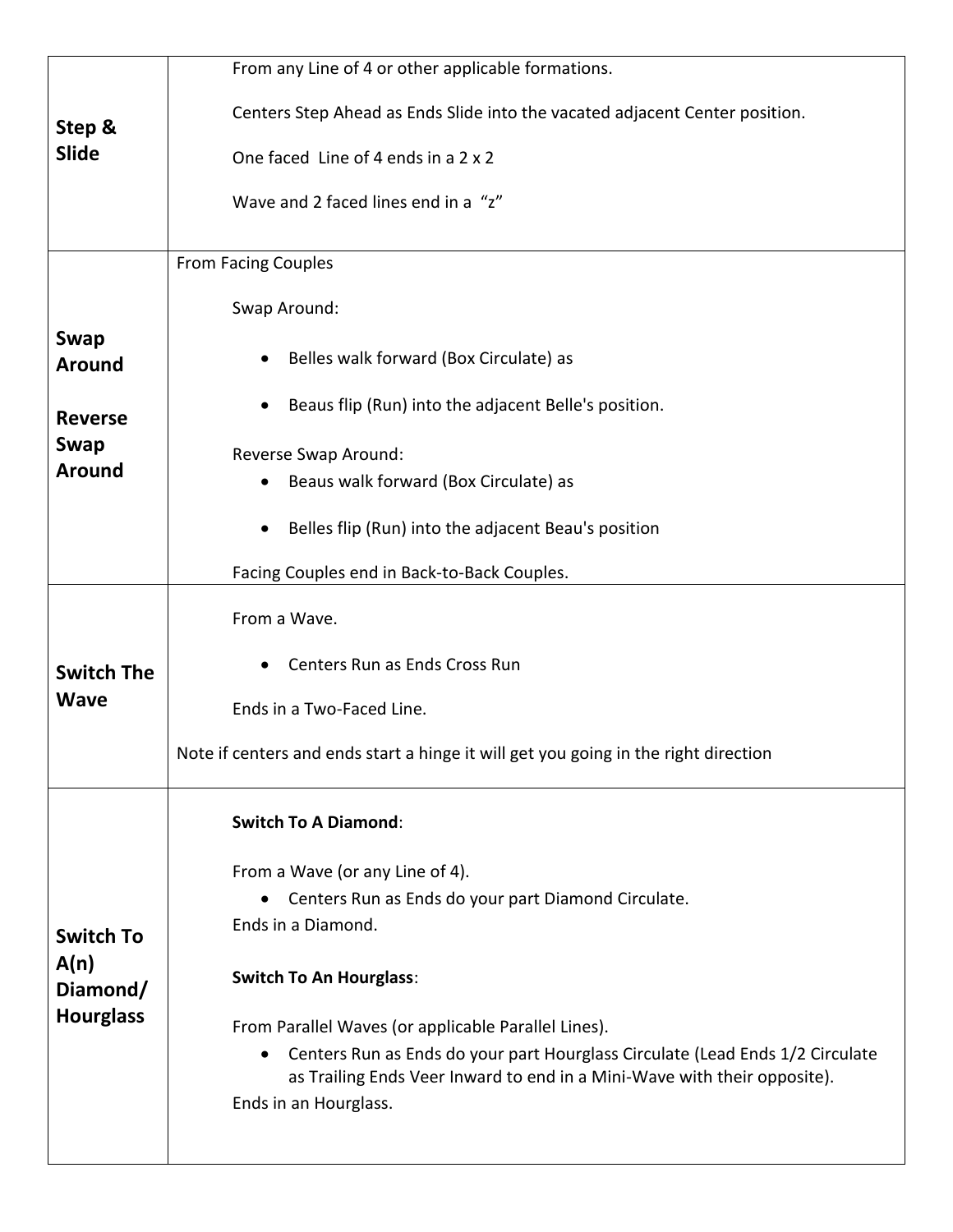| | |
|---|---|
| **Step & Slide** | From any Line of 4 or other applicable formations.<br><br>Centers Step Ahead as Ends Slide into the vacated adjacent Center position.<br><br>One faced Line of 4 ends in a 2 x 2<br><br>Wave and 2 faced lines end in a "z" |
| **Swap Around**<br><br>**Reverse Swap Around** | From Facing Couples<br><br>Swap Around:<br>• Belles walk forward (Box Circulate) as<br>• Beaus flip (Run) into the adjacent Belle's position.<br><br>Reverse Swap Around:<br>• Beaus walk forward (Box Circulate) as<br>• Belles flip (Run) into the adjacent Beau's position<br><br>Facing Couples end in Back-to-Back Couples. |
| **Switch The Wave** | From a Wave.<br>• Centers Run as Ends Cross Run<br><br>Ends in a Two-Faced Line.<br><br>Note if centers and ends start a hinge it will get you going in the right direction |
| **Switch To A(n) Diamond/ Hourglass** | **Switch To A Diamond**:<br><br>From a Wave (or any Line of 4).<br>• Centers Run as Ends do your part Diamond Circulate.<br><br>Ends in a Diamond.<br><br>**Switch To An Hourglass**:<br><br>From Parallel Waves (or applicable Parallel Lines).<br>• Centers Run as Ends do your part Hourglass Circulate (Lead Ends 1/2 Circulate as Trailing Ends Veer Inward to end in a Mini-Wave with their opposite).<br><br>Ends in an Hourglass. |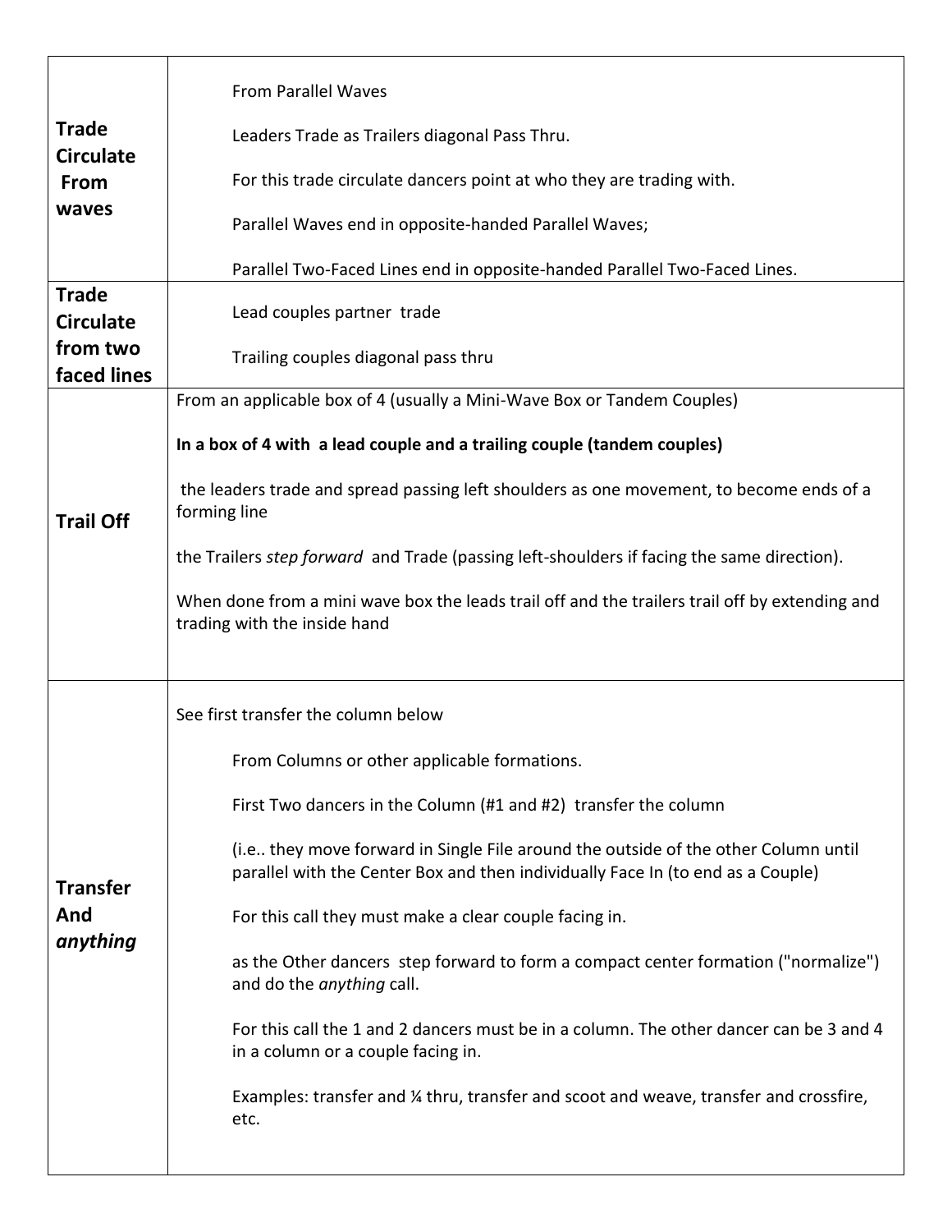| | |
|---|---|
| **Trade Circulate From waves** | From Parallel Waves<br><br>Leaders Trade as Trailers diagonal Pass Thru.<br><br>For this trade circulate dancers point at who they are trading with.<br><br>Parallel Waves end in opposite-handed Parallel Waves;<br><br>Parallel Two-Faced Lines end in opposite-handed Parallel Two-Faced Lines. |
| **Trade Circulate from two faced lines** | Lead couples partner trade<br><br>Trailing couples diagonal pass thru |
| **Trail Off** | From an applicable box of 4 (usually a Mini-Wave Box or Tandem Couples)<br><br>**In a box of 4 with a lead couple and a trailing couple (tandem couples)**<br><br>the leaders trade and spread passing left shoulders as one movement, to become ends of a forming line<br><br>the Trailers *step forward* and Trade (passing left-shoulders if facing the same direction).<br><br>When done from a mini wave box the leads trail off and the trailers trail off by extending and trading with the inside hand |
| **Transfer And *anything*** | See first transfer the column below<br><br>From Columns or other applicable formations.<br><br>First Two dancers in the Column (#1 and #2) transfer the column<br><br>(i.e.. they move forward in Single File around the outside of the other Column until parallel with the Center Box and then individually Face In (to end as a Couple)<br><br>For this call they must make a clear couple facing in.<br><br>as the Other dancers step forward to form a compact center formation ("normalize") and do the *anything* call.<br><br>For this call the 1 and 2 dancers must be in a column. The other dancer can be 3 and 4 in a column or a couple facing in.<br><br>Examples: transfer and ¼ thru, transfer and scoot and weave, transfer and crossfire, etc. |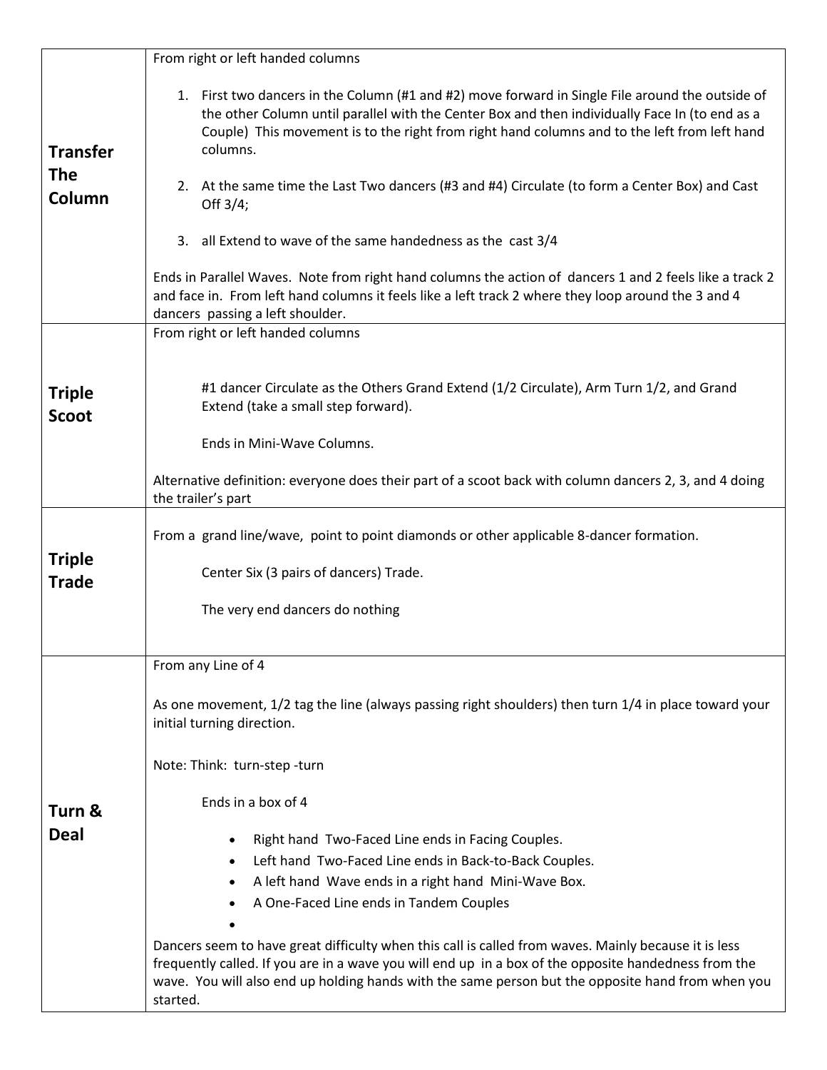| | |
|---|---|
| **Transfer The Column** | From right or left handed columns<br><br>1. First two dancers in the Column (#1 and #2) move forward in Single File around the outside of the other Column until parallel with the Center Box and then individually Face In (to end as a Couple) This movement is to the right from right hand columns and to the left from left hand columns.<br><br>2. At the same time the Last Two dancers (#3 and #4) Circulate (to form a Center Box) and Cast Off 3/4;<br><br>3. all Extend to wave of the same handedness as the cast 3/4<br><br>Ends in Parallel Waves. Note from right hand columns the action of dancers 1 and 2 feels like a track 2 and face in. From left hand columns it feels like a left track 2 where they loop around the 3 and 4 dancers passing a left shoulder. |
| **Triple Scoot** | From right or left handed columns<br><br>#1 dancer Circulate as the Others Grand Extend (1/2 Circulate), Arm Turn 1/2, and Grand Extend (take a small step forward).<br><br>Ends in Mini-Wave Columns.<br><br>Alternative definition: everyone does their part of a scoot back with column dancers 2, 3, and 4 doing the trailer's part |
| **Triple Trade** | From a grand line/wave, point to point diamonds or other applicable 8-dancer formation.<br><br>Center Six (3 pairs of dancers) Trade.<br><br>The very end dancers do nothing |
| **Turn & Deal** | From any Line of 4<br><br>As one movement, 1/2 tag the line (always passing right shoulders) then turn 1/4 in place toward your initial turning direction.<br><br>Note: Think: turn-step -turn<br><br>Ends in a box of 4<br><br>• Right hand Two-Faced Line ends in Facing Couples.<br>• Left hand Two-Faced Line ends in Back-to-Back Couples.<br>• A left hand Wave ends in a right hand Mini-Wave Box.<br>• A One-Faced Line ends in Tandem Couples<br>•<br><br>Dancers seem to have great difficulty when this call is called from waves. Mainly because it is less frequently called. If you are in a wave you will end up in a box of the opposite handedness from the wave. You will also end up holding hands with the same person but the opposite hand from when you started. |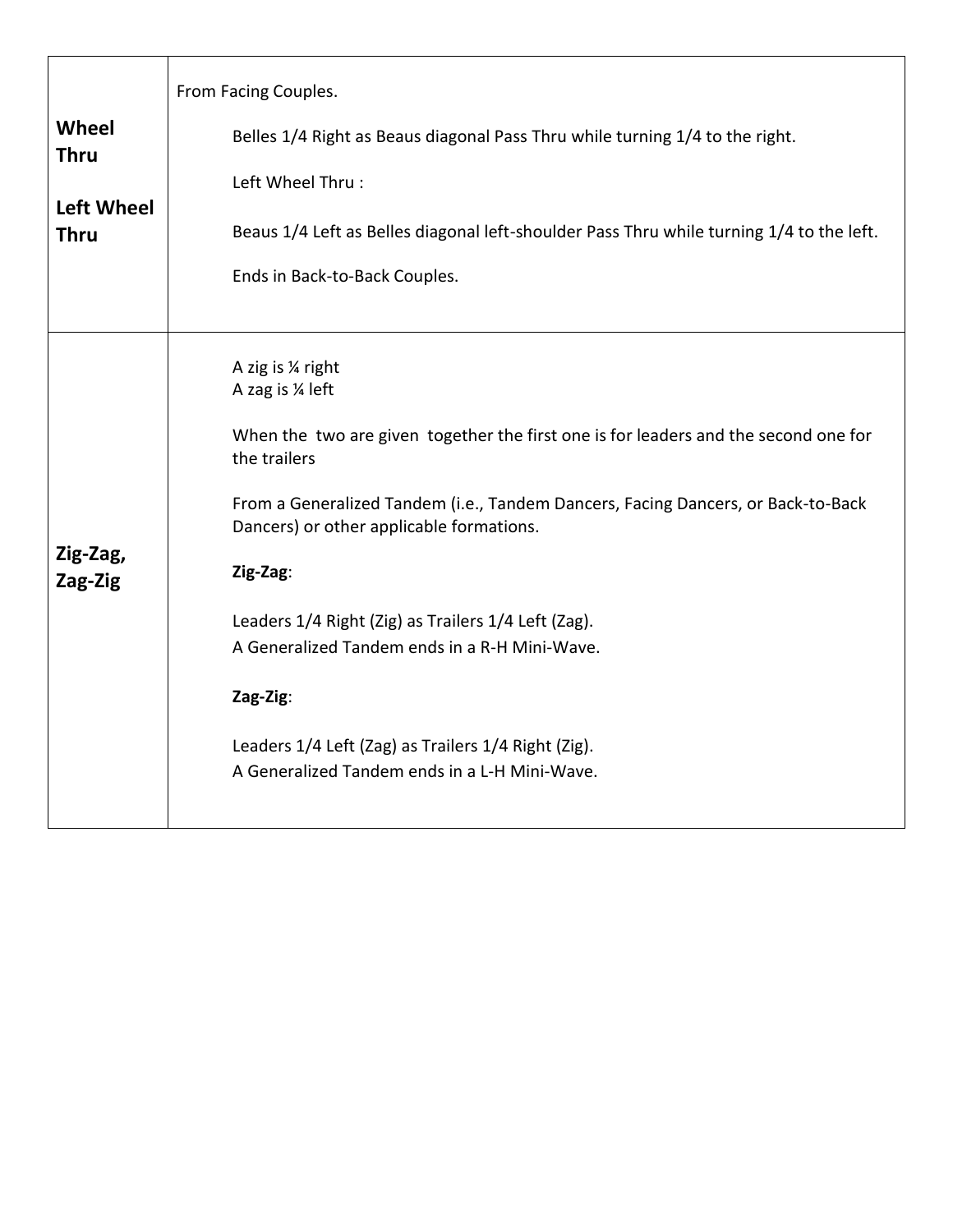| | |
|---|---|
| **Wheel Thru**<br><br>**Left Wheel Thru** | From Facing Couples.<br><br>Belles 1/4 Right as Beaus diagonal Pass Thru while turning 1/4 to the right.<br><br>Left Wheel Thru :<br><br>Beaus 1/4 Left as Belles diagonal left-shoulder Pass Thru while turning 1/4 to the left.<br><br>Ends in Back-to-Back Couples. |
| **Zig-Zag, Zag-Zig** | A zig is ¼ right<br>A zag is ¼ left<br><br>When the two are given together the first one is for leaders and the second one for the trailers<br><br>From a Generalized Tandem (i.e., Tandem Dancers, Facing Dancers, or Back-to-Back Dancers) or other applicable formations.<br><br>**Zig-Zag**:<br><br>Leaders 1/4 Right (Zig) as Trailers 1/4 Left (Zag).<br>A Generalized Tandem ends in a R-H Mini-Wave.<br><br>**Zag-Zig**:<br><br>Leaders 1/4 Left (Zag) as Trailers 1/4 Right (Zig).<br>A Generalized Tandem ends in a L-H Mini-Wave. |